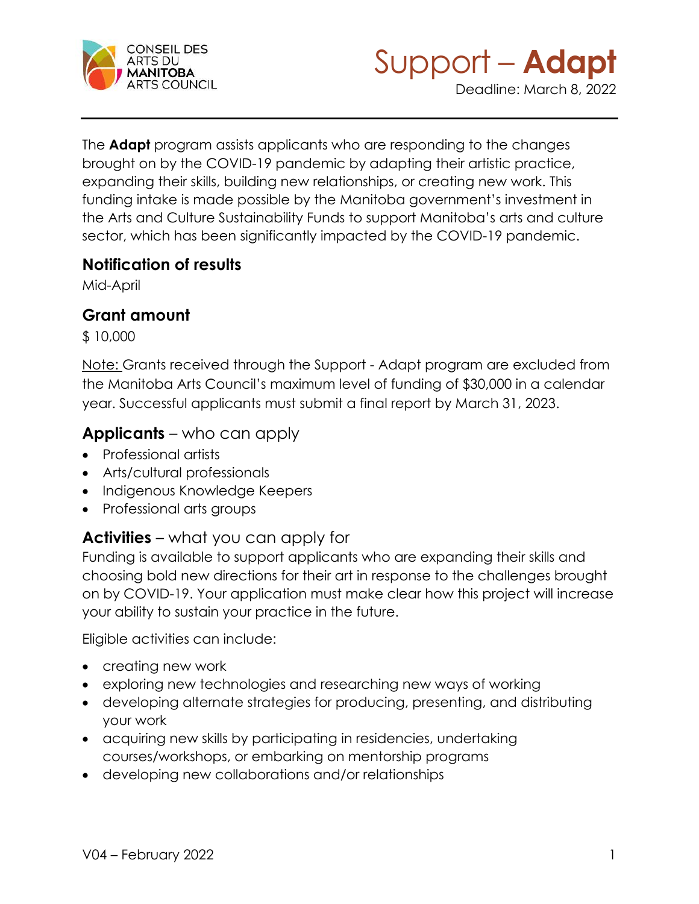CONSEIL DES ARTS DU MANITOBA ARTS COUNCIL

# Support – **Adapt**

Deadline: March 8, 2022

The **Adapt** program assists applicants who are responding to the changes brought on by the COVID-19 pandemic by adapting their artistic practice, expanding their skills, building new relationships, or creating new work. This funding intake is made possible by the Manitoba government's investment in the Arts and Culture Sustainability Funds to support Manitoba's arts and culture sector, which has been significantly impacted by the COVID-19 pandemic.

## Notification of results

Mid-April

## Grant amount

$ 10,000

Note: Grants received through the Support - Adapt program are excluded from the Manitoba Arts Council's maximum level of funding of $30,000 in a calendar year. Successful applicants must submit a final report by March 31, 2023.

## **Applicants** – who can apply

- Professional artists
- Arts/cultural professionals
- Indigenous Knowledge Keepers
- Professional arts groups

## **Activities** – what you can apply for

Funding is available to support applicants who are expanding their skills and choosing bold new directions for their art in response to the challenges brought on by COVID-19. Your application must make clear how this project will increase your ability to sustain your practice in the future.

Eligible activities can include:

- creating new work
- exploring new technologies and researching new ways of working
- developing alternate strategies for producing, presenting, and distributing your work
- acquiring new skills by participating in residencies, undertaking courses/workshops, or embarking on mentorship programs
- developing new collaborations and/or relationships

V04 – February 2022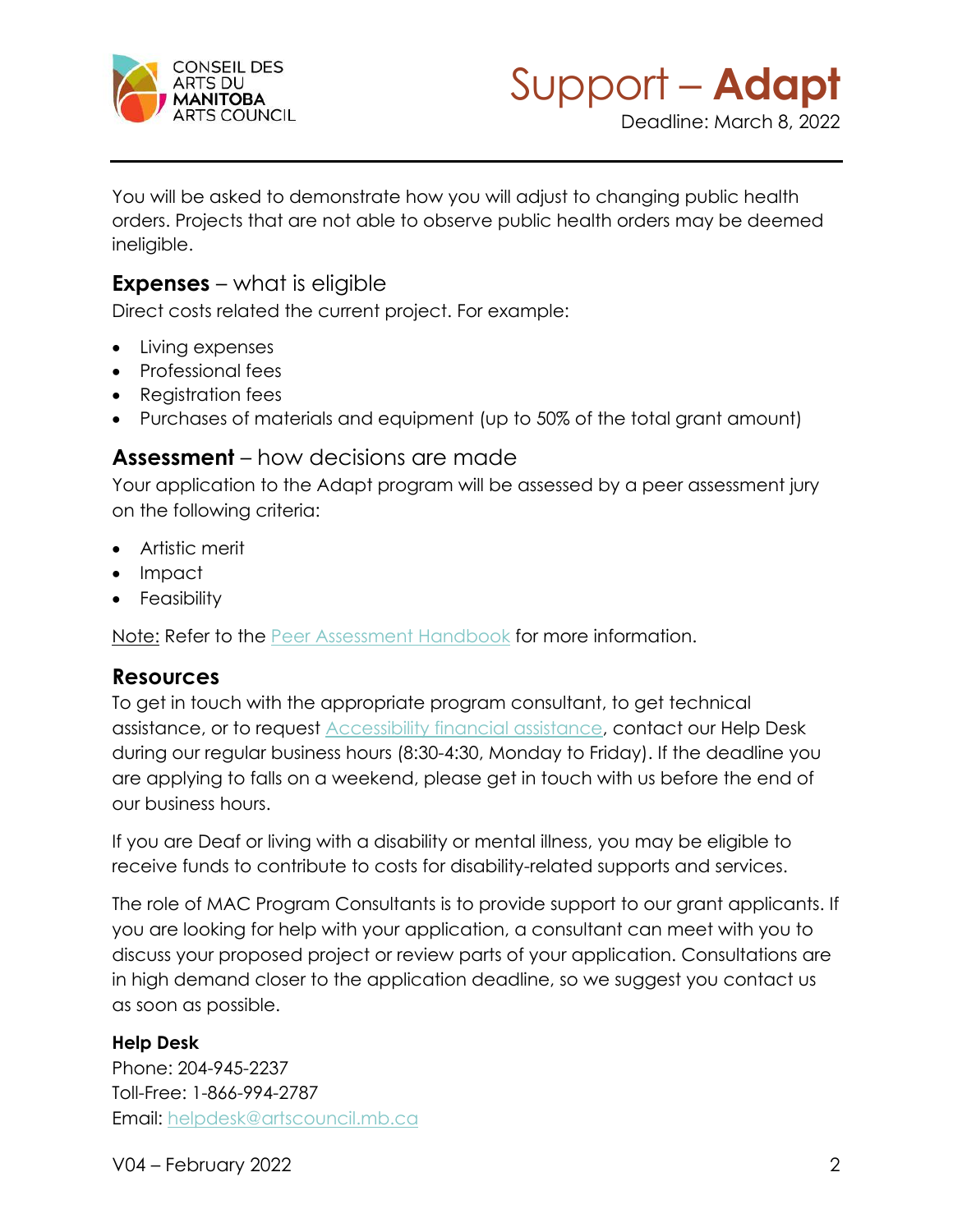You will be asked to demonstrate how you will adjust to changing public health orders. Projects that are not able to observe public health orders may be deemed ineligible.

## **Expenses** – what is eligible

Direct costs related the current project. For example:

- Living expenses
- Professional fees
- Registration fees
- Purchases of materials and equipment (up to 50% of the total grant amount)

## **Assessment** – how decisions are made

Your application to the Adapt program will be assessed by a peer assessment jury on the following criteria:

- Artistic merit
- Impact
- Feasibility

Note: Refer to the Peer Assessment Handbook for more information.

## Resources

To get in touch with the appropriate program consultant, to get technical assistance, or to request Accessibility financial assistance, contact our Help Desk during our regular business hours (8:30-4:30, Monday to Friday). If the deadline you are applying to falls on a weekend, please get in touch with us before the end of our business hours.

If you are Deaf or living with a disability or mental illness, you may be eligible to receive funds to contribute to costs for disability-related supports and services.

The role of MAC Program Consultants is to provide support to our grant applicants. If you are looking for help with your application, a consultant can meet with you to discuss your proposed project or review parts of your application. Consultations are in high demand closer to the application deadline, so we suggest you contact us as soon as possible.

**Help Desk**
Phone: 204-945-2237
Toll-Free: 1-866-994-2787
Email: helpdesk@artscouncil.mb.ca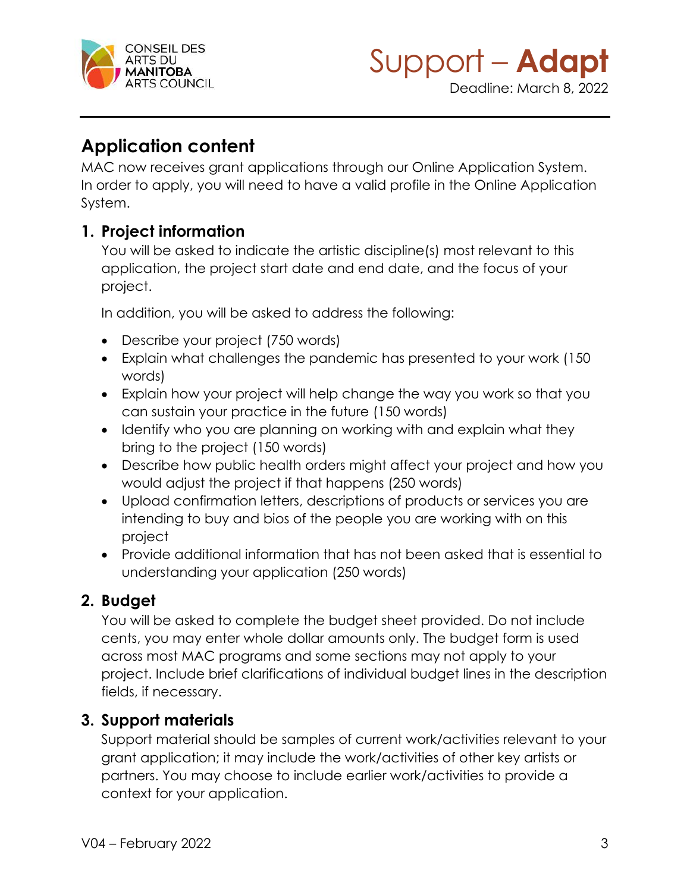## Application content

MAC now receives grant applications through our Online Application System. In order to apply, you will need to have a valid profile in the Online Application System.

### 1. Project information

You will be asked to indicate the artistic discipline(s) most relevant to this application, the project start date and end date, and the focus of your project.

In addition, you will be asked to address the following:

- Describe your project (750 words)
- Explain what challenges the pandemic has presented to your work (150 words)
- Explain how your project will help change the way you work so that you can sustain your practice in the future (150 words)
- Identify who you are planning on working with and explain what they bring to the project (150 words)
- Describe how public health orders might affect your project and how you would adjust the project if that happens (250 words)
- Upload confirmation letters, descriptions of products or services you are intending to buy and bios of the people you are working with on this project
- Provide additional information that has not been asked that is essential to understanding your application (250 words)

### 2. Budget

You will be asked to complete the budget sheet provided. Do not include cents, you may enter whole dollar amounts only. The budget form is used across most MAC programs and some sections may not apply to your project. Include brief clarifications of individual budget lines in the description fields, if necessary.

### 3. Support materials

Support material should be samples of current work/activities relevant to your grant application; it may include the work/activities of other key artists or partners. You may choose to include earlier work/activities to provide a context for your application.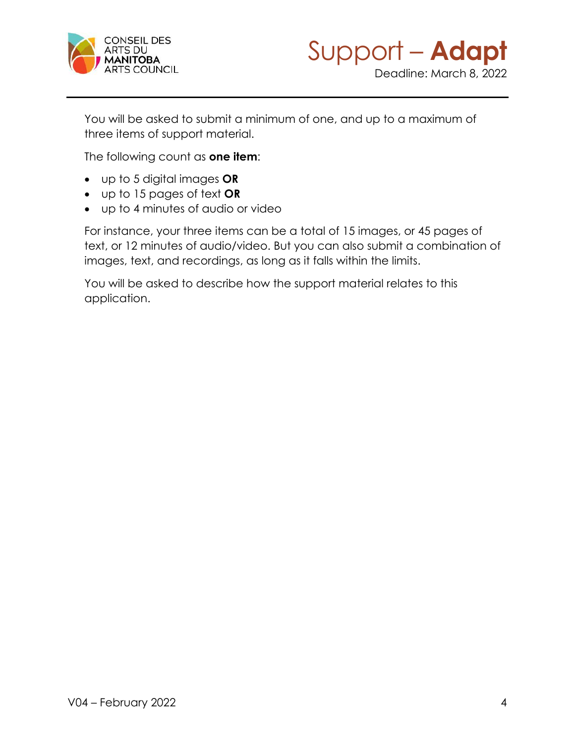You will be asked to submit a minimum of one, and up to a maximum of three items of support material.

The following count as **one item**:

- up to 5 digital images **OR**
- up to 15 pages of text **OR**
- up to 4 minutes of audio or video

For instance, your three items can be a total of 15 images, or 45 pages of text, or 12 minutes of audio/video. But you can also submit a combination of images, text, and recordings, as long as it falls within the limits.

You will be asked to describe how the support material relates to this application.